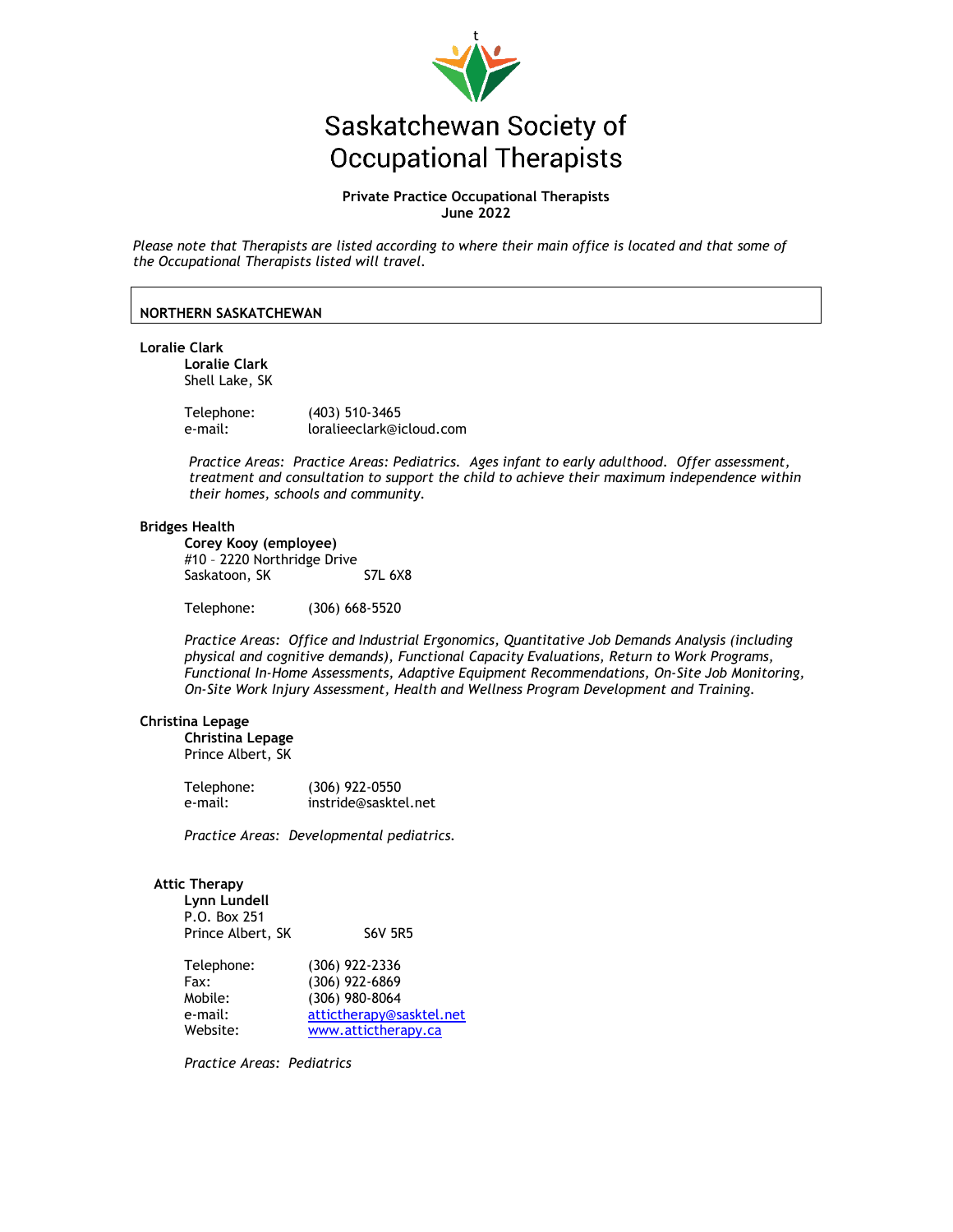# Saskatchewan Society of Occupational Therapists

**Private Practice Occupational Therapists**
**June 2022**

*Please note that Therapists are listed according to where their main office is located and that some of the Occupational Therapists listed will travel.*

## NORTHERN SASKATCHEWAN

**Loralie Clark**

**Loralie Clark**
Shell Lake, SK

Telephone: (403) 510-3465
e-mail: loralieeclark@icloud.com

*Practice Areas: Practice Areas: Pediatrics. Ages infant to early adulthood. Offer assessment, treatment and consultation to support the child to achieve their maximum independence within their homes, schools and community.*

**Bridges Health**

**Corey Kooy (employee)**
#10 – 2220 Northridge Drive
Saskatoon, SK S7L 6X8

Telephone: (306) 668-5520

*Practice Areas: Office and Industrial Ergonomics, Quantitative Job Demands Analysis (including physical and cognitive demands), Functional Capacity Evaluations, Return to Work Programs, Functional In-Home Assessments, Adaptive Equipment Recommendations, On-Site Job Monitoring, On-Site Work Injury Assessment, Health and Wellness Program Development and Training.*

**Christina Lepage**

**Christina Lepage**
Prince Albert, SK

Telephone: (306) 922-0550
e-mail: instride@sasktel.net

*Practice Areas: Developmental pediatrics.*

**Attic Therapy**

**Lynn Lundell**
P.O. Box 251
Prince Albert, SK S6V 5R5

Telephone: (306) 922-2336
Fax: (306) 922-6869
Mobile: (306) 980-8064
e-mail: attictherapy@sasktel.net
Website: www.attictherapy.ca

*Practice Areas: Pediatrics*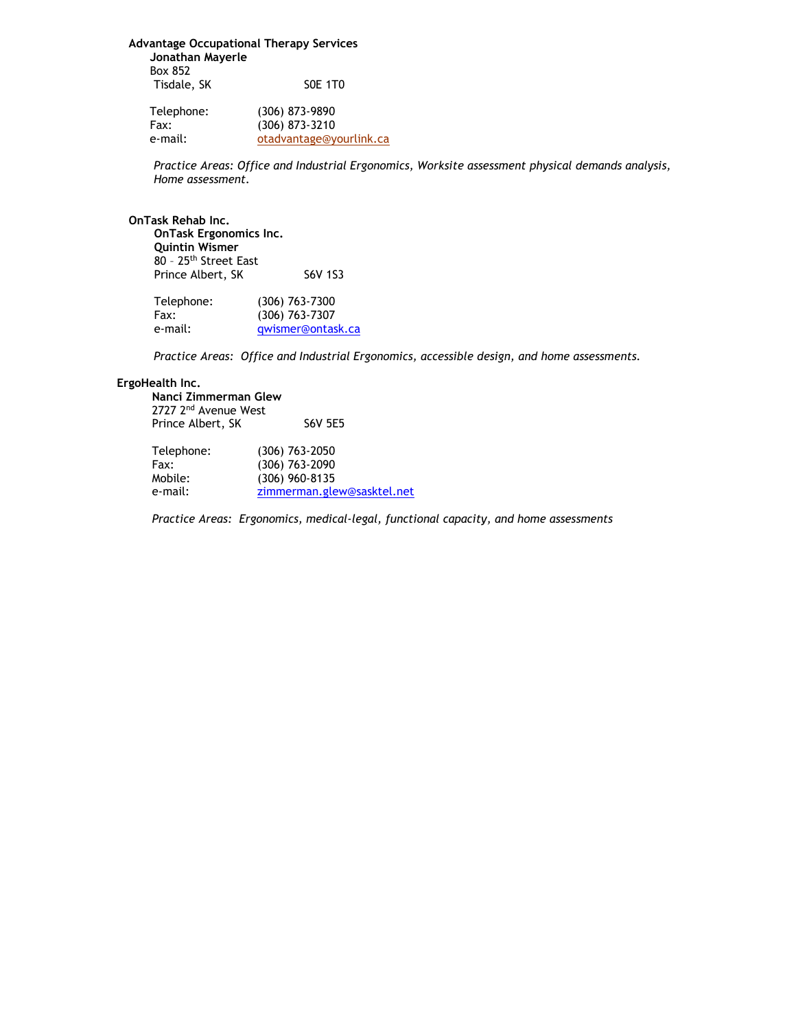**Advantage Occupational Therapy Services**

**Jonathan Mayerle**
Box 852
Tisdale, SK S0E 1T0

Telephone: (306) 873-9890
Fax: (306) 873-3210
e-mail: otadvantage@yourlink.ca

*Practice Areas: Office and Industrial Ergonomics, Worksite assessment physical demands analysis, Home assessment.*

**OnTask Rehab Inc.**

**OnTask Ergonomics Inc.**
**Quintin Wismer**
80 – 25th Street East
Prince Albert, SK S6V 1S3

Telephone: (306) 763-7300
Fax: (306) 763-7307
e-mail: qwismer@ontask.ca

*Practice Areas: Office and Industrial Ergonomics, accessible design, and home assessments.*

**ErgoHealth Inc.**

**Nanci Zimmerman Glew**
2727 2nd Avenue West
Prince Albert, SK S6V 5E5

Telephone: (306) 763-2050
Fax: (306) 763-2090
Mobile: (306) 960-8135
e-mail: zimmerman.glew@sasktel.net

*Practice Areas: Ergonomics, medical-legal, functional capacity, and home assessments*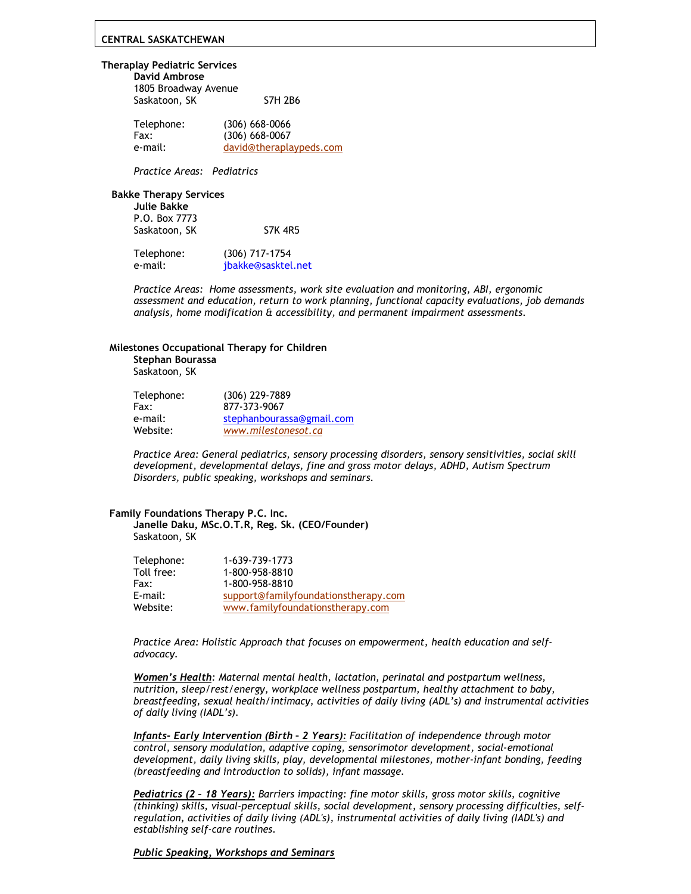## CENTRAL SASKATCHEWAN

**Theraplay Pediatric Services**
**David Ambrose**
1805 Broadway Avenue
Saskatoon, SK S7H 2B6

Telephone: (306) 668-0066
Fax: (306) 668-0067
e-mail: david@theraplaypeds.com

*Practice Areas: Pediatrics*

**Bakke Therapy Services**
**Julie Bakke**
P.O. Box 7773
Saskatoon, SK S7K 4R5

Telephone: (306) 717-1754
e-mail: jbakke@sasktel.net

*Practice Areas: Home assessments, work site evaluation and monitoring, ABI, ergonomic assessment and education, return to work planning, functional capacity evaluations, job demands analysis, home modification & accessibility, and permanent impairment assessments.*

**Milestones Occupational Therapy for Children**
**Stephan Bourassa**
Saskatoon, SK

Telephone: (306) 229-7889
Fax: 877-373-9067
e-mail: stephanbourassa@gmail.com
Website: *www.milestonesot.ca*

*Practice Area: General pediatrics, sensory processing disorders, sensory sensitivities, social skill development, developmental delays, fine and gross motor delays, ADHD, Autism Spectrum Disorders, public speaking, workshops and seminars.*

**Family Foundations Therapy P.C. Inc.**
**Janelle Daku, MSc.O.T.R, Reg. Sk. (CEO/Founder)**
Saskatoon, SK

Telephone: 1-639-739-1773
Toll free: 1-800-958-8810
Fax: 1-800-958-8810
E-mail: support@familyfoundationstherapy.com
Website: www.familyfoundationstherapy.com

*Practice Area: Holistic Approach that focuses on empowerment, health education and self-advocacy.*

***Women's Health**: Maternal mental health, lactation, perinatal and postpartum wellness, nutrition, sleep/rest/energy, workplace wellness postpartum, healthy attachment to baby, breastfeeding, sexual health/intimacy, activities of daily living (ADL's) and instrumental activities of daily living (IADL's).*

***Infants- Early Intervention (Birth – 2 Years):** Facilitation of independence through motor control, sensory modulation, adaptive coping, sensorimotor development, social-emotional development, daily living skills, play, developmental milestones, mother-infant bonding, feeding (breastfeeding and introduction to solids), infant massage.*

***Pediatrics (2 – 18 Years):** Barriers impacting: fine motor skills, gross motor skills, cognitive (thinking) skills, visual-perceptual skills, social development, sensory processing difficulties, self-regulation, activities of daily living (ADL's), instrumental activities of daily living (IADL's) and establishing self-care routines.*

***Public Speaking, Workshops and Seminars***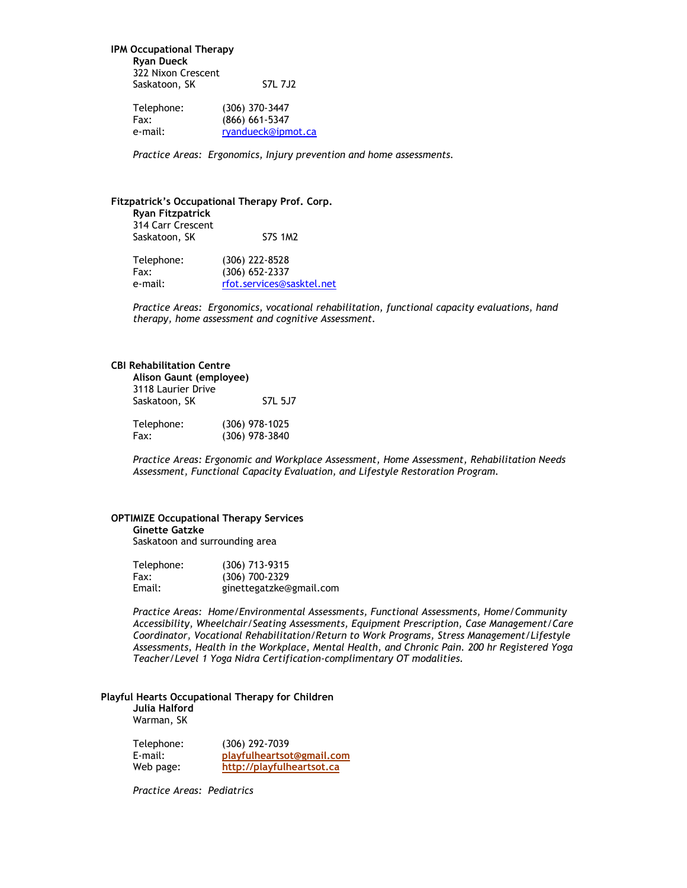**IPM Occupational Therapy**

**Ryan Dueck**
322 Nixon Crescent
Saskatoon, SK S7L 7J2

Telephone: (306) 370-3447
Fax: (866) 661-5347
e-mail: ryandueck@ipmot.ca

*Practice Areas: Ergonomics, Injury prevention and home assessments.*

**Fitzpatrick's Occupational Therapy Prof. Corp.**

**Ryan Fitzpatrick**
314 Carr Crescent
Saskatoon, SK S7S 1M2

Telephone: (306) 222-8528
Fax: (306) 652-2337
e-mail: rfot.services@sasktel.net

*Practice Areas: Ergonomics, vocational rehabilitation, functional capacity evaluations, hand therapy, home assessment and cognitive Assessment.*

**CBI Rehabilitation Centre**

**Alison Gaunt (employee)**
3118 Laurier Drive
Saskatoon, SK S7L 5J7

Telephone: (306) 978-1025
Fax: (306) 978-3840

*Practice Areas: Ergonomic and Workplace Assessment, Home Assessment, Rehabilitation Needs Assessment, Functional Capacity Evaluation, and Lifestyle Restoration Program.*

**OPTIMIZE Occupational Therapy Services**

**Ginette Gatzke**
Saskatoon and surrounding area

Telephone: (306) 713-9315
Fax: (306) 700-2329
Email: ginettegatzke@gmail.com

*Practice Areas: Home/Environmental Assessments, Functional Assessments, Home/Community Accessibility, Wheelchair/Seating Assessments, Equipment Prescription, Case Management/Care Coordinator, Vocational Rehabilitation/Return to Work Programs, Stress Management/Lifestyle Assessments, Health in the Workplace, Mental Health, and Chronic Pain. 200 hr Registered Yoga Teacher/Level 1 Yoga Nidra Certification-complimentary OT modalities.*

**Playful Hearts Occupational Therapy for Children**

**Julia Halford**
Warman, SK

Telephone: (306) 292-7039
E-mail: **playfulheartsot@gmail.com**
Web page: **http://playfulheartsot.ca**

*Practice Areas: Pediatrics*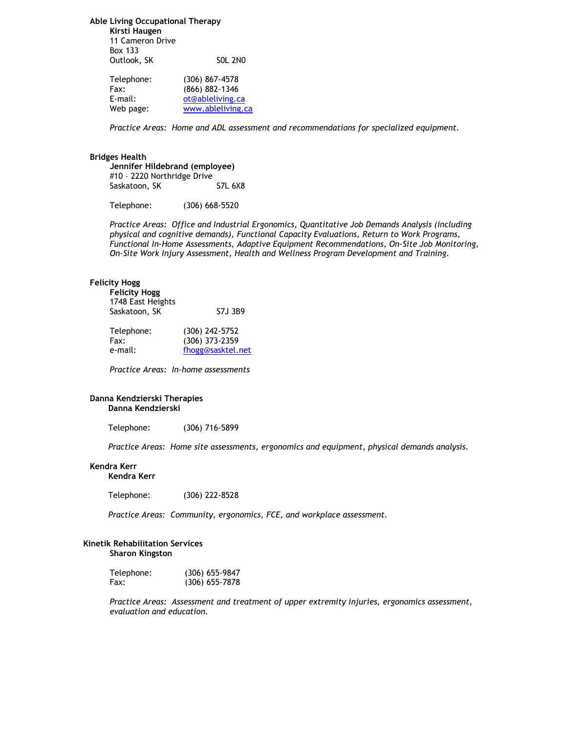**Able Living Occupational Therapy**

**Kirsti Haugen**
11 Cameron Drive
Box 133
Outlook, SK S0L 2N0

Telephone: (306) 867-4578
Fax: (866) 882-1346
E-mail: ot@ableliving.ca
Web page: www.ableliving.ca

*Practice Areas: Home and ADL assessment and recommendations for specialized equipment.*

**Bridges Health**

**Jennifer Hildebrand (employee)**
#10 – 2220 Northridge Drive
Saskatoon, SK S7L 6X8

Telephone: (306) 668-5520

*Practice Areas: Office and Industrial Ergonomics, Quantitative Job Demands Analysis (including physical and cognitive demands), Functional Capacity Evaluations, Return to Work Programs, Functional In-Home Assessments, Adaptive Equipment Recommendations, On-Site Job Monitoring, On-Site Work Injury Assessment, Health and Wellness Program Development and Training.*

**Felicity Hogg**

**Felicity Hogg**
1748 East Heights
Saskatoon, SK S7J 3B9

Telephone: (306) 242-5752
Fax: (306) 373-2359
e-mail: fhogg@sasktel.net

*Practice Areas: In-home assessments*

**Danna Kendzierski Therapies**

**Danna Kendzierski**

Telephone: (306) 716-5899

*Practice Areas: Home site assessments, ergonomics and equipment, physical demands analysis.*

**Kendra Kerr**

**Kendra Kerr**

Telephone: (306) 222-8528

*Practice Areas: Community, ergonomics, FCE, and workplace assessment.*

**Kinetik Rehabilitation Services**

**Sharon Kingston**

Telephone: (306) 655-9847
Fax: (306) 655-7878

*Practice Areas: Assessment and treatment of upper extremity injuries, ergonomics assessment, evaluation and education.*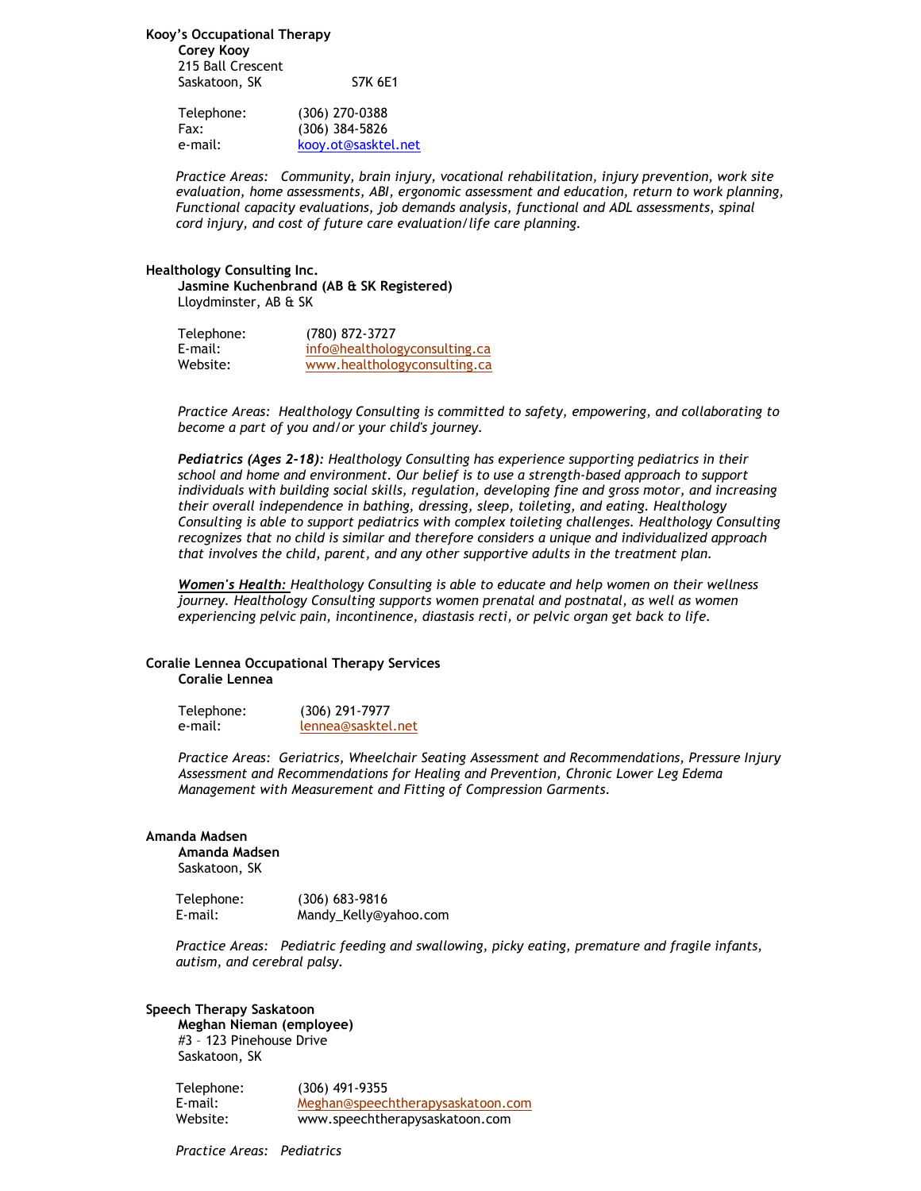**Kooy's Occupational Therapy**

**Corey Kooy**
215 Ball Crescent
Saskatoon, SK S7K 6E1

Telephone: (306) 270-0388
Fax: (306) 384-5826
e-mail: kooy.ot@sasktel.net

*Practice Areas: Community, brain injury, vocational rehabilitation, injury prevention, work site evaluation, home assessments, ABI, ergonomic assessment and education, return to work planning, Functional capacity evaluations, job demands analysis, functional and ADL assessments, spinal cord injury, and cost of future care evaluation/life care planning.*

**Healthology Consulting Inc.**

**Jasmine Kuchenbrand (AB & SK Registered)**
Lloydminster, AB & SK

Telephone: (780) 872-3727
E-mail: info@healthologyconsulting.ca
Website: www.healthologyconsulting.ca

*Practice Areas: Healthology Consulting is committed to safety, empowering, and collaborating to become a part of you and/or your child's journey.*

***Pediatrics (Ages 2-18):*** *Healthology Consulting has experience supporting pediatrics in their school and home and environment. Our belief is to use a strength-based approach to support individuals with building social skills, regulation, developing fine and gross motor, and increasing their overall independence in bathing, dressing, sleep, toileting, and eating. Healthology Consulting is able to support pediatrics with complex toileting challenges. Healthology Consulting recognizes that no child is similar and therefore considers a unique and individualized approach that involves the child, parent, and any other supportive adults in the treatment plan.*

***<u>Women's Health:</u>*** *Healthology Consulting is able to educate and help women on their wellness journey. Healthology Consulting supports women prenatal and postnatal, as well as women experiencing pelvic pain, incontinence, diastasis recti, or pelvic organ get back to life.*

**Coralie Lennea Occupational Therapy Services**

**Coralie Lennea**

Telephone: (306) 291-7977
e-mail: lennea@sasktel.net

*Practice Areas: Geriatrics, Wheelchair Seating Assessment and Recommendations, Pressure Injury Assessment and Recommendations for Healing and Prevention, Chronic Lower Leg Edema Management with Measurement and Fitting of Compression Garments.*

**Amanda Madsen**

**Amanda Madsen**
Saskatoon, SK

Telephone: (306) 683-9816
E-mail: Mandy_Kelly@yahoo.com

*Practice Areas: Pediatric feeding and swallowing, picky eating, premature and fragile infants, autism, and cerebral palsy.*

**Speech Therapy Saskatoon**

**Meghan Nieman (employee)**
#3 – 123 Pinehouse Drive
Saskatoon, SK

Telephone: (306) 491-9355
E-mail: Meghan@speechtherapysaskatoon.com
Website: www.speechtherapysaskatoon.com

*Practice Areas: Pediatrics*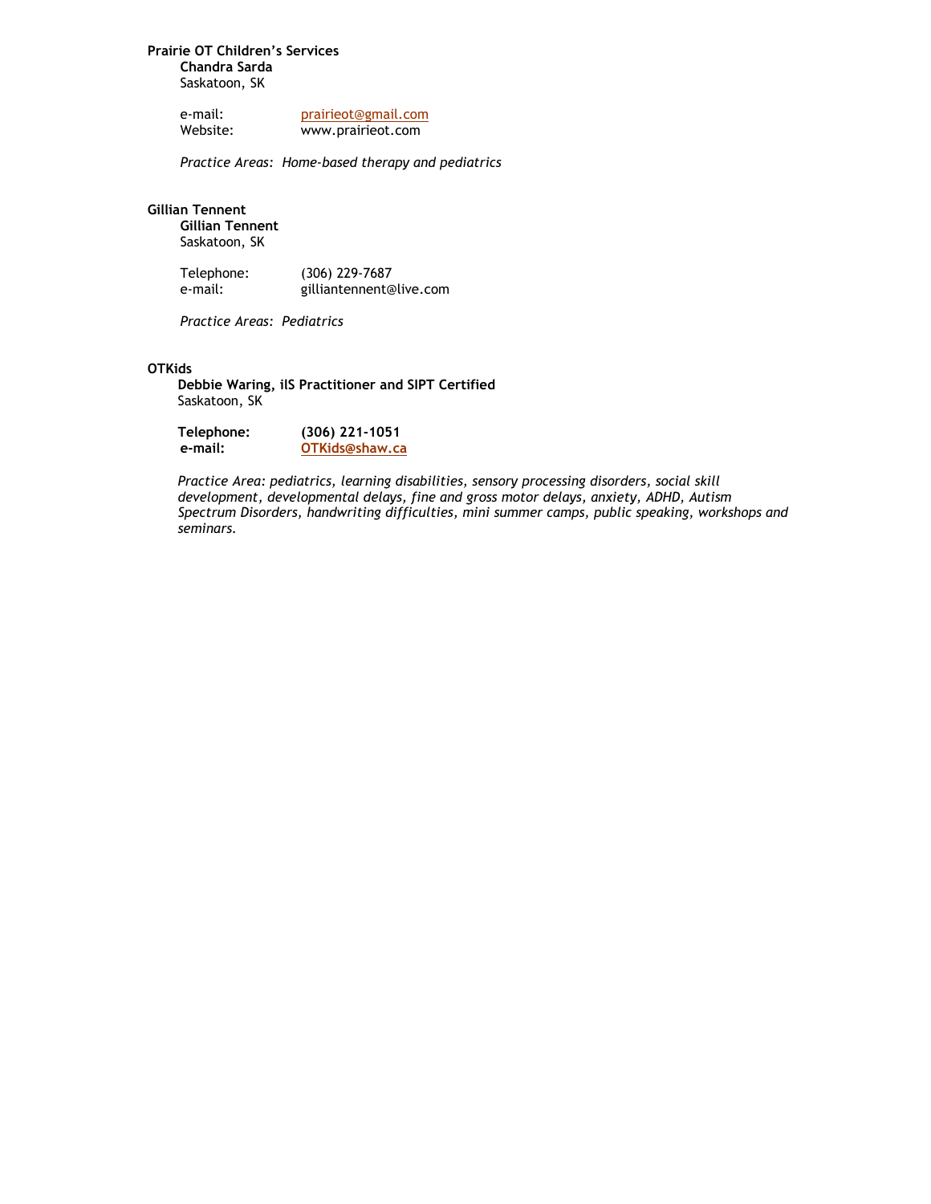**Prairie OT Children's Services**

**Chandra Sarda**
Saskatoon, SK

e-mail: prairieot@gmail.com
Website: www.prairieot.com

*Practice Areas: Home-based therapy and pediatrics*

**Gillian Tennent**

**Gillian Tennent**
Saskatoon, SK

Telephone: (306) 229-7687
e-mail: gilliantennent@live.com

*Practice Areas: Pediatrics*

**OTKids**

**Debbie Waring, ilS Practitioner and SIPT Certified**
Saskatoon, SK

**Telephone: (306) 221-1051**
**e-mail: OTKids@shaw.ca**

*Practice Area: pediatrics, learning disabilities, sensory processing disorders, social skill development, developmental delays, fine and gross motor delays, anxiety, ADHD, Autism Spectrum Disorders, handwriting difficulties, mini summer camps, public speaking, workshops and seminars.*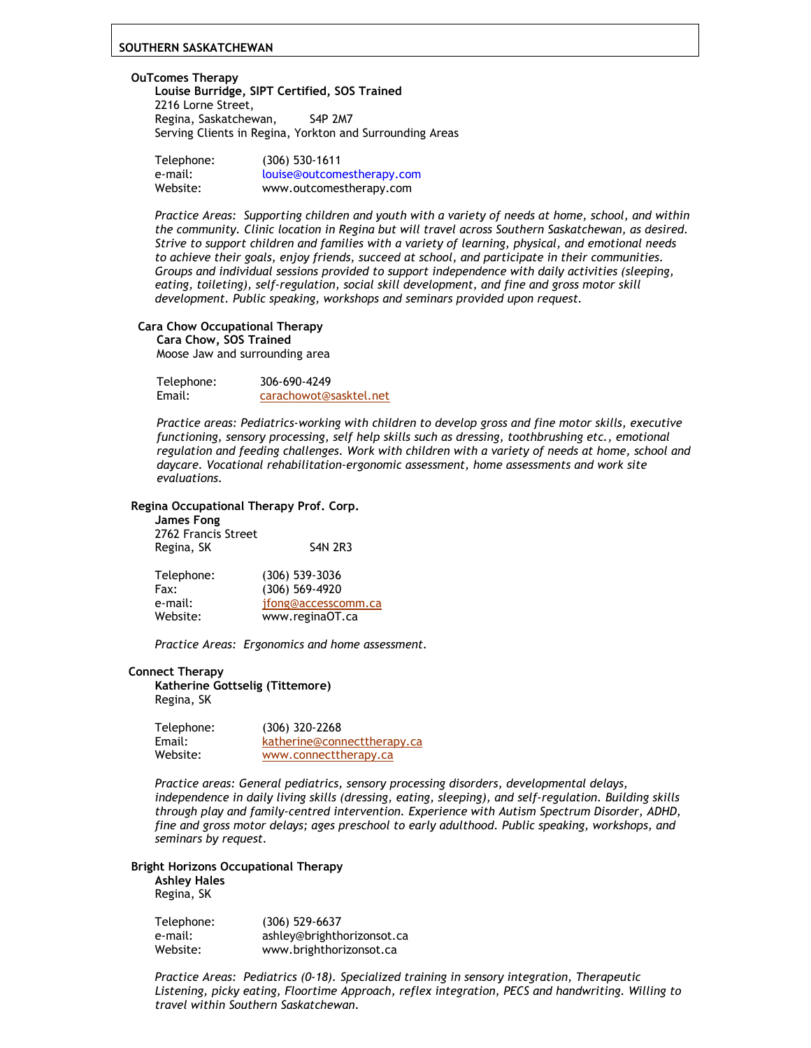# SOUTHERN SASKATCHEWAN

**OuTcomes Therapy**
**Louise Burridge, SIPT Certified, SOS Trained**
2216 Lorne Street,
Regina, Saskatchewan, S4P 2M7
Serving Clients in Regina, Yorkton and Surrounding Areas

| | |
|---|---|
| Telephone: | (306) 530-1611 |
| e-mail: | louise@outcomestherapy.com |
| Website: | www.outcomestherapy.com |

*Practice Areas: Supporting children and youth with a variety of needs at home, school, and within the community. Clinic location in Regina but will travel across Southern Saskatchewan, as desired. Strive to support children and families with a variety of learning, physical, and emotional needs to achieve their goals, enjoy friends, succeed at school, and participate in their communities. Groups and individual sessions provided to support independence with daily activities (sleeping, eating, toileting), self-regulation, social skill development, and fine and gross motor skill development. Public speaking, workshops and seminars provided upon request.*

**Cara Chow Occupational Therapy**
**Cara Chow, SOS Trained**
Moose Jaw and surrounding area

| | |
|---|---|
| Telephone: | 306-690-4249 |
| Email: | carachowot@sasktel.net |

*Practice areas: Pediatrics-working with children to develop gross and fine motor skills, executive functioning, sensory processing, self help skills such as dressing, toothbrushing etc., emotional regulation and feeding challenges. Work with children with a variety of needs at home, school and daycare. Vocational rehabilitation-ergonomic assessment, home assessments and work site evaluations.*

**Regina Occupational Therapy Prof. Corp.**
**James Fong**
2762 Francis Street
Regina, SK S4N 2R3

| | |
|---|---|
| Telephone: | (306) 539-3036 |
| Fax: | (306) 569-4920 |
| e-mail: | jfong@accesscomm.ca |
| Website: | www.reginaOT.ca |

*Practice Areas: Ergonomics and home assessment.*

**Connect Therapy**
**Katherine Gottselig (Tittemore)**
Regina, SK

| | |
|---|---|
| Telephone: | (306) 320-2268 |
| Email: | katherine@connecttherapy.ca |
| Website: | www.connecttherapy.ca |

*Practice areas: General pediatrics, sensory processing disorders, developmental delays, independence in daily living skills (dressing, eating, sleeping), and self-regulation. Building skills through play and family-centred intervention. Experience with Autism Spectrum Disorder, ADHD, fine and gross motor delays; ages preschool to early adulthood. Public speaking, workshops, and seminars by request.*

**Bright Horizons Occupational Therapy**
**Ashley Hales**
Regina, SK

| | |
|---|---|
| Telephone: | (306) 529-6637 |
| e-mail: | ashley@brighthorizonsot.ca |
| Website: | www.brighthorizonsot.ca |

*Practice Areas: Pediatrics (0-18). Specialized training in sensory integration, Therapeutic Listening, picky eating, Floortime Approach, reflex integration, PECS and handwriting. Willing to travel within Southern Saskatchewan.*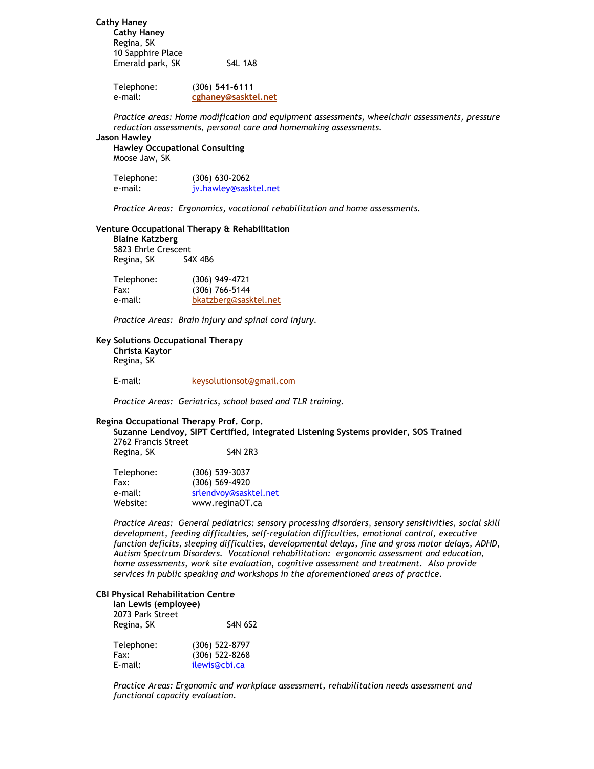**Cathy Haney**

**Cathy Haney**
Regina, SK
10 Sapphire Place
Emerald park, SK S4L 1A8

Telephone: (306) **541-6111**
e-mail: **cghaney@sasktel.net**

*Practice areas: Home modification and equipment assessments, wheelchair assessments, pressure reduction assessments, personal care and homemaking assessments.*

**Jason Hawley**

**Hawley Occupational Consulting**
Moose Jaw, SK

Telephone: (306) 630-2062
e-mail: jv.hawley@sasktel.net

*Practice Areas: Ergonomics, vocational rehabilitation and home assessments.*

**Venture Occupational Therapy & Rehabilitation**

**Blaine Katzberg**
5823 Ehrle Crescent
Regina, SK S4X 4B6

Telephone: (306) 949-4721
Fax: (306) 766-5144
e-mail: bkatzberg@sasktel.net

*Practice Areas: Brain injury and spinal cord injury.*

**Key Solutions Occupational Therapy**

**Christa Kaytor**
Regina, SK

E-mail: keysolutionsot@gmail.com

*Practice Areas: Geriatrics, school based and TLR training.*

**Regina Occupational Therapy Prof. Corp.**

**Suzanne Lendvoy, SIPT Certified, Integrated Listening Systems provider, SOS Trained**
2762 Francis Street
Regina, SK S4N 2R3

Telephone: (306) 539-3037
Fax: (306) 569-4920
e-mail: srlendvoy@sasktel.net
Website: www.reginaOT.ca

*Practice Areas: General pediatrics: sensory processing disorders, sensory sensitivities, social skill development, feeding difficulties, self-regulation difficulties, emotional control, executive function deficits, sleeping difficulties, developmental delays, fine and gross motor delays, ADHD, Autism Spectrum Disorders. Vocational rehabilitation: ergonomic assessment and education, home assessments, work site evaluation, cognitive assessment and treatment. Also provide services in public speaking and workshops in the aforementioned areas of practice.*

**CBI Physical Rehabilitation Centre**

**Ian Lewis (employee)**
2073 Park Street
Regina, SK S4N 6S2

Telephone: (306) 522-8797
Fax: (306) 522-8268
E-mail: ilewis@cbi.ca

*Practice Areas: Ergonomic and workplace assessment, rehabilitation needs assessment and functional capacity evaluation.*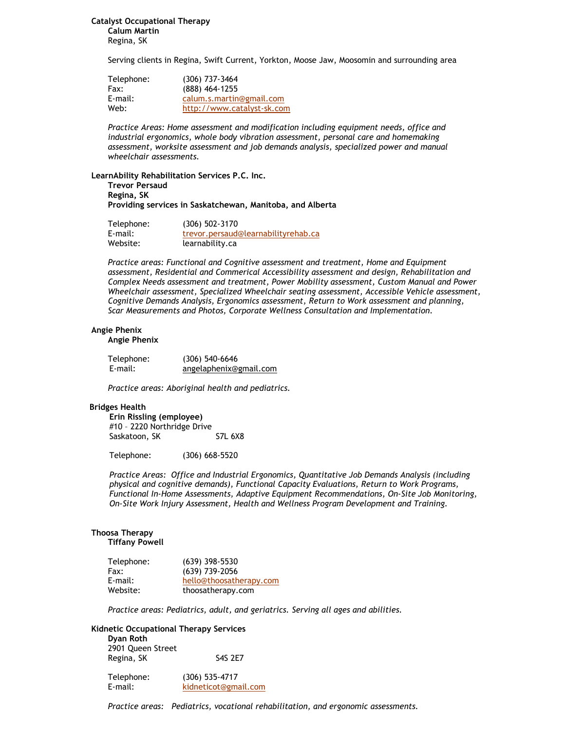**Catalyst Occupational Therapy**

**Calum Martin**
Regina, SK

Serving clients in Regina, Swift Current, Yorkton, Moose Jaw, Moosomin and surrounding area

Telephone: (306) 737-3464
Fax: (888) 464-1255
E-mail: calum.s.martin@gmail.com
Web: http://www.catalyst-sk.com

*Practice Areas: Home assessment and modification including equipment needs, office and industrial ergonomics, whole body vibration assessment, personal care and homemaking assessment, worksite assessment and job demands analysis, specialized power and manual wheelchair assessments.*

**LearnAbility Rehabilitation Services P.C. Inc.**

**Trevor Persaud**
**Regina, SK**
**Providing services in Saskatchewan, Manitoba, and Alberta**

Telephone: (306) 502-3170
E-mail: trevor.persaud@learnabilityrehab.ca
Website: learnability.ca

*Practice areas: Functional and Cognitive assessment and treatment, Home and Equipment assessment, Residential and Commerical Accessibility assessment and design, Rehabilitation and Complex Needs assessment and treatment, Power Mobility assessment, Custom Manual and Power Wheelchair assessment, Specialized Wheelchair seating assessment, Accessible Vehicle assessment, Cognitive Demands Analysis, Ergonomics assessment, Return to Work assessment and planning, Scar Measurements and Photos, Corporate Wellness Consultation and Implementation.*

**Angie Phenix**

**Angie Phenix**

Telephone: (306) 540-6646
E-mail: angelaphenix@gmail.com

*Practice areas: Aboriginal health and pediatrics.*

**Bridges Health**

**Erin Rissling (employee)**
#10 – 2220 Northridge Drive
Saskatoon, SK S7L 6X8

Telephone: (306) 668-5520

*Practice Areas: Office and Industrial Ergonomics, Quantitative Job Demands Analysis (including physical and cognitive demands), Functional Capacity Evaluations, Return to Work Programs, Functional In-Home Assessments, Adaptive Equipment Recommendations, On-Site Job Monitoring, On-Site Work Injury Assessment, Health and Wellness Program Development and Training.*

**Thoosa Therapy**

**Tiffany Powell**

Telephone: (639) 398-5530
Fax: (639) 739-2056
E-mail: hello@thoosatherapy.com
Website: thoosatherapy.com

*Practice areas: Pediatrics, adult, and geriatrics. Serving all ages and abilities.*

**Kidnetic Occupational Therapy Services**

**Dyan Roth**
2901 Queen Street
Regina, SK S4S 2E7

Telephone: (306) 535-4717
E-mail: kidneticot@gmail.com

*Practice areas: Pediatrics, vocational rehabilitation, and ergonomic assessments.*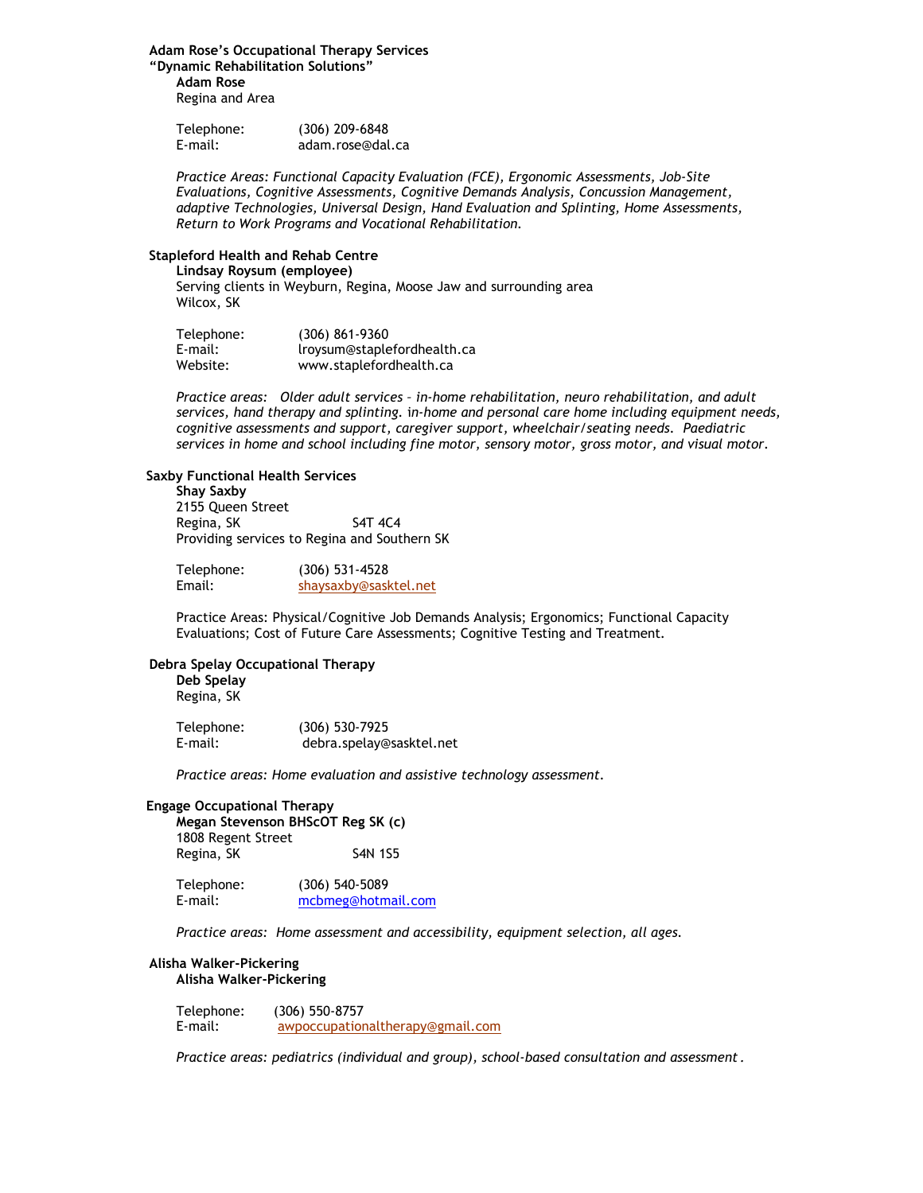**Adam Rose's Occupational Therapy Services**
**"Dynamic Rehabilitation Solutions"**

**Adam Rose**
Regina and Area

Telephone: (306) 209-6848
E-mail: adam.rose@dal.ca

*Practice Areas: Functional Capacity Evaluation (FCE), Ergonomic Assessments, Job-Site Evaluations, Cognitive Assessments, Cognitive Demands Analysis, Concussion Management, adaptive Technologies, Universal Design, Hand Evaluation and Splinting, Home Assessments, Return to Work Programs and Vocational Rehabilitation.*

**Stapleford Health and Rehab Centre**

**Lindsay Roysum (employee)**
Serving clients in Weyburn, Regina, Moose Jaw and surrounding area
Wilcox, SK

Telephone: (306) 861-9360
E-mail: lroysum@staplefordhealth.ca
Website: www.staplefordhealth.ca

*Practice areas: Older adult services – in-home rehabilitation, neuro rehabilitation, and adult services, hand therapy and splinting. in-home and personal care home including equipment needs, cognitive assessments and support, caregiver support, wheelchair/seating needs. Paediatric services in home and school including fine motor, sensory motor, gross motor, and visual motor.*

**Saxby Functional Health Services**

**Shay Saxby**
2155 Queen Street
Regina, SK S4T 4C4
Providing services to Regina and Southern SK

Telephone: (306) 531-4528
Email: shaysaxby@sasktel.net

Practice Areas: Physical/Cognitive Job Demands Analysis; Ergonomics; Functional Capacity Evaluations; Cost of Future Care Assessments; Cognitive Testing and Treatment.

**Debra Spelay Occupational Therapy**

**Deb Spelay**
Regina, SK

Telephone: (306) 530-7925
E-mail: debra.spelay@sasktel.net

*Practice areas: Home evaluation and assistive technology assessment.*

**Engage Occupational Therapy**

**Megan Stevenson BHScOT Reg SK (c)**
1808 Regent Street
Regina, SK S4N 1S5

Telephone: (306) 540-5089
E-mail: mcbmeg@hotmail.com

*Practice areas: Home assessment and accessibility, equipment selection, all ages.*

**Alisha Walker-Pickering**

**Alisha Walker-Pickering**

Telephone: (306) 550-8757
E-mail: awpoccupationaltherapy@gmail.com

*Practice areas: pediatrics (individual and group), school-based consultation and assessment.*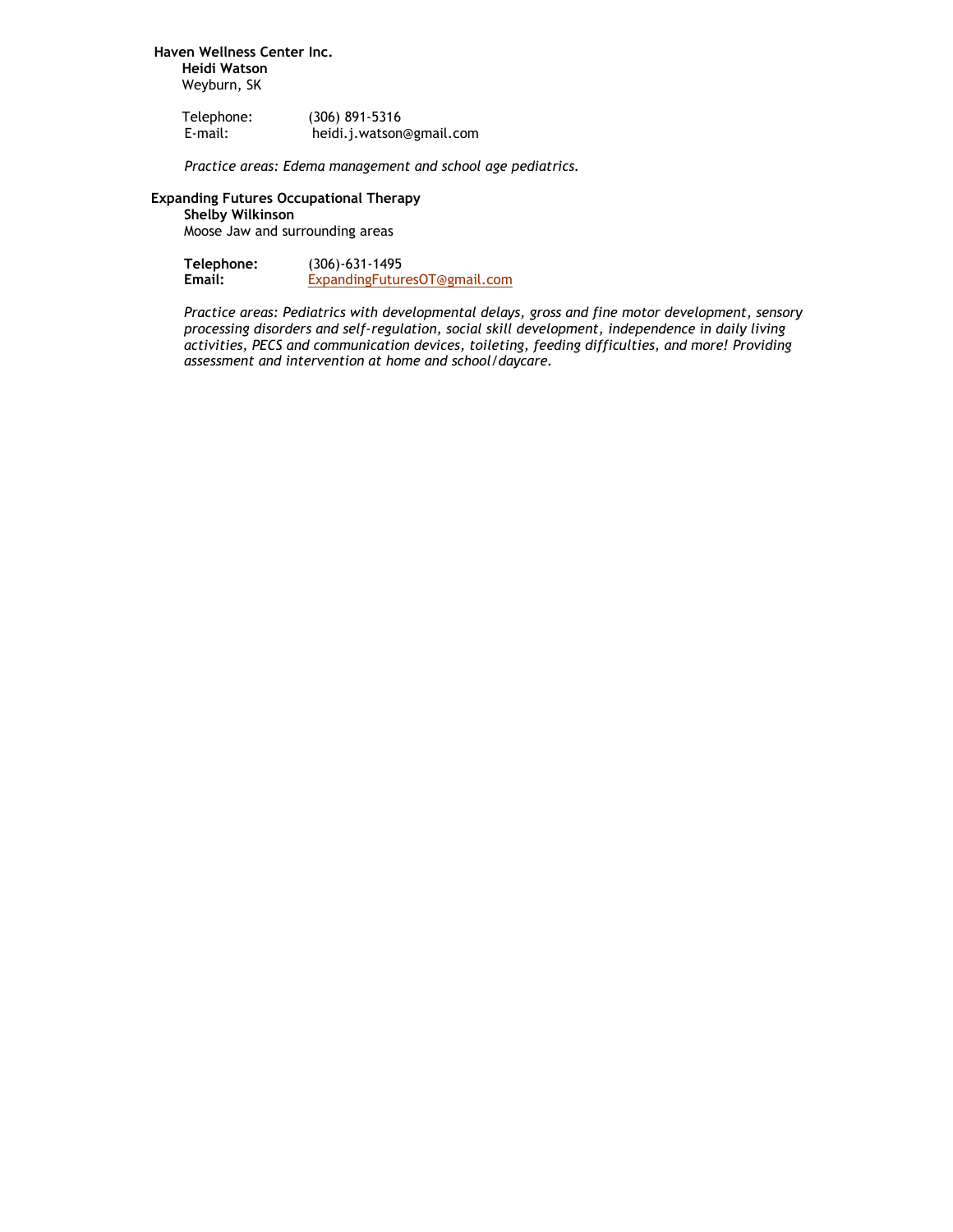**Haven Wellness Center Inc.**
**Heidi Watson**
Weyburn, SK

Telephone: (306) 891-5316
E-mail: heidi.j.watson@gmail.com

*Practice areas: Edema management and school age pediatrics.*

**Expanding Futures Occupational Therapy**
**Shelby Wilkinson**
Moose Jaw and surrounding areas

**Telephone:** (306)-631-1495
**Email:** ExpandingFuturesOT@gmail.com

*Practice areas: Pediatrics with developmental delays, gross and fine motor development, sensory processing disorders and self-regulation, social skill development, independence in daily living activities, PECS and communication devices, toileting, feeding difficulties, and more! Providing assessment and intervention at home and school/daycare.*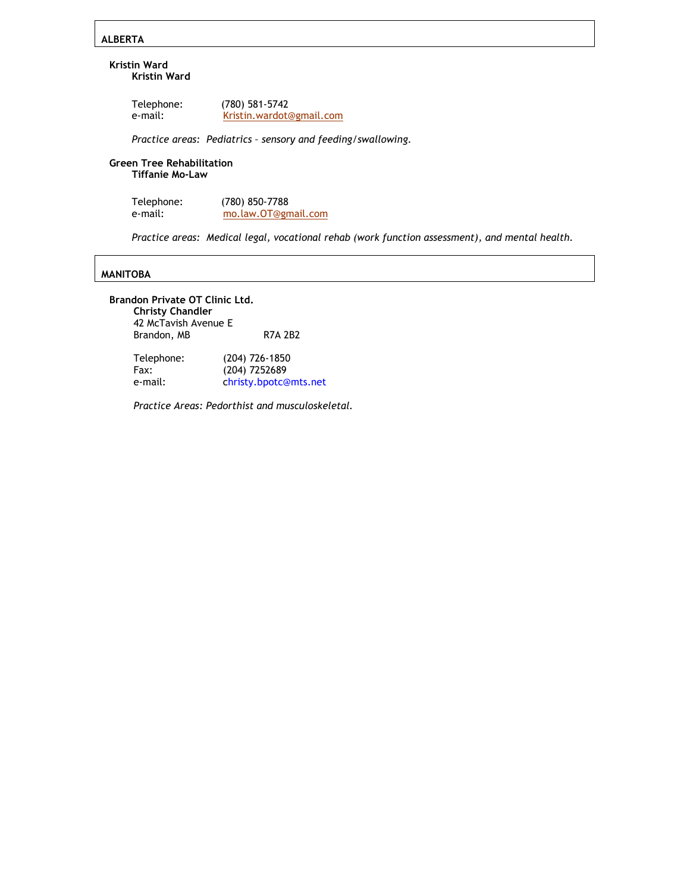## ALBERTA

**Kristin Ward**
**Kristin Ward**

Telephone: (780) 581-5742
e-mail: Kristin.wardot@gmail.com

*Practice areas: Pediatrics – sensory and feeding/swallowing.*

**Green Tree Rehabilitation**
**Tiffanie Mo-Law**

Telephone: (780) 850-7788
e-mail: mo.law.OT@gmail.com

*Practice areas: Medical legal, vocational rehab (work function assessment), and mental health.*

## MANITOBA

**Brandon Private OT Clinic Ltd.**
**Christy Chandler**
42 McTavish Avenue E
Brandon, MB R7A 2B2

Telephone: (204) 726-1850
Fax: (204) 7252689
e-mail: christy.bpotc@mts.net

*Practice Areas: Pedorthist and musculoskeletal.*